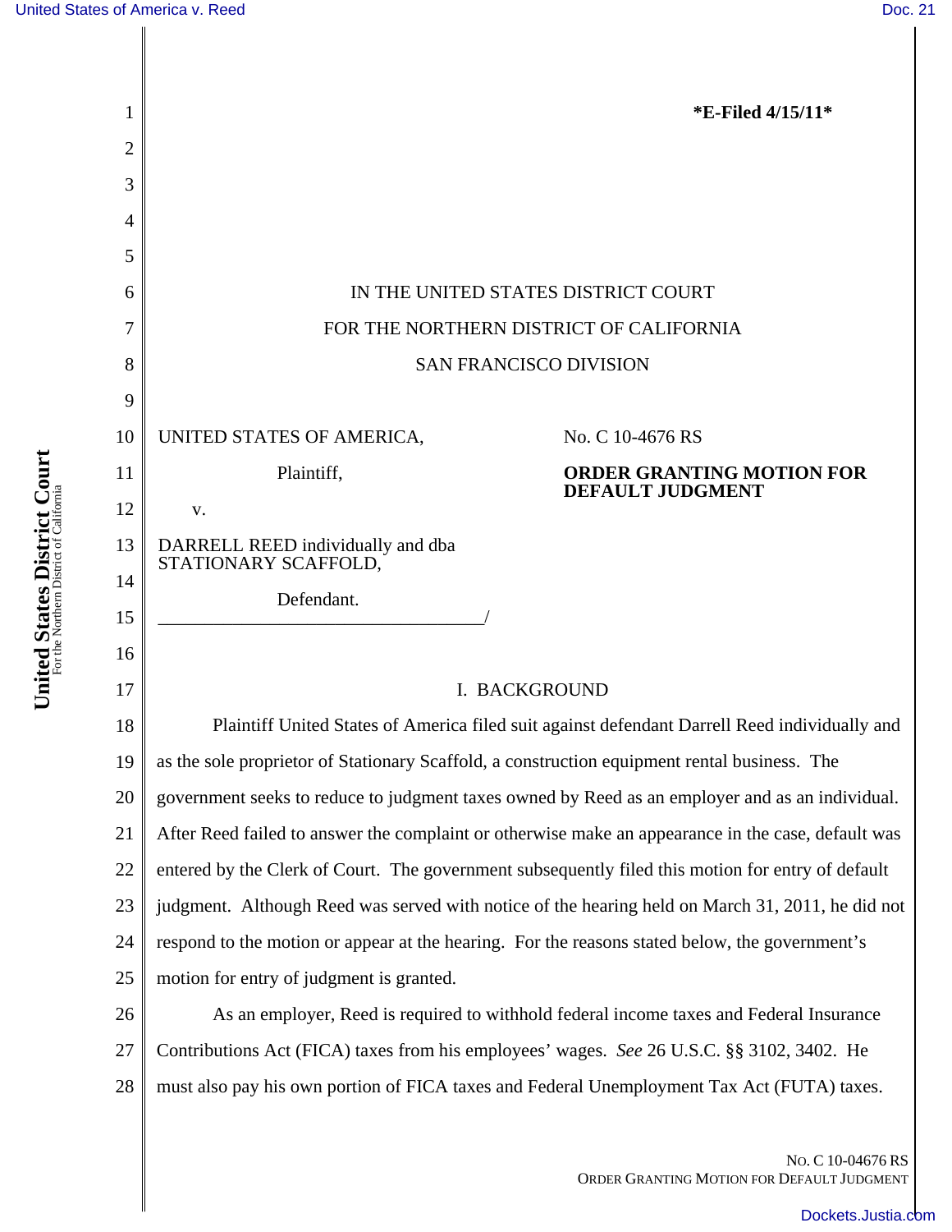**\*E-Filed 4/15/11\***

IN THE UNITED STATES DISTRICT COURT

FOR THE NORTHERN DISTRICT OF CALIFORNIA

SAN FRANCISCO DIVISION

UNITED STATES OF AMERICA,

Plaintiff,

v.

DARRELL REED individually and dba STATIONARY SCAFFOLD,

Defendant.

____________________________________/

No. C 10-4676 RS

**ORDER GRANTING MOTION FOR DEFAULT JUDGMENT**

## I. BACKGROUND

Plaintiff United States of America filed suit against defendant Darrell Reed individually and as the sole proprietor of Stationary Scaffold, a construction equipment rental business. The government seeks to reduce to judgment taxes owned by Reed as an employer and as an individual. After Reed failed to answer the complaint or otherwise make an appearance in the case, default was entered by the Clerk of Court. The government subsequently filed this motion for entry of default judgment. Although Reed was served with notice of the hearing held on March 31, 2011, he did not respond to the motion or appear at the hearing. For the reasons stated below, the government's motion for entry of judgment is granted.

As an employer, Reed is required to withhold federal income taxes and Federal Insurance Contributions Act (FICA) taxes from his employees' wages. *See* 26 U.S.C. §§ 3102, 3402. He must also pay his own portion of FICA taxes and Federal Unemployment Tax Act (FUTA) taxes.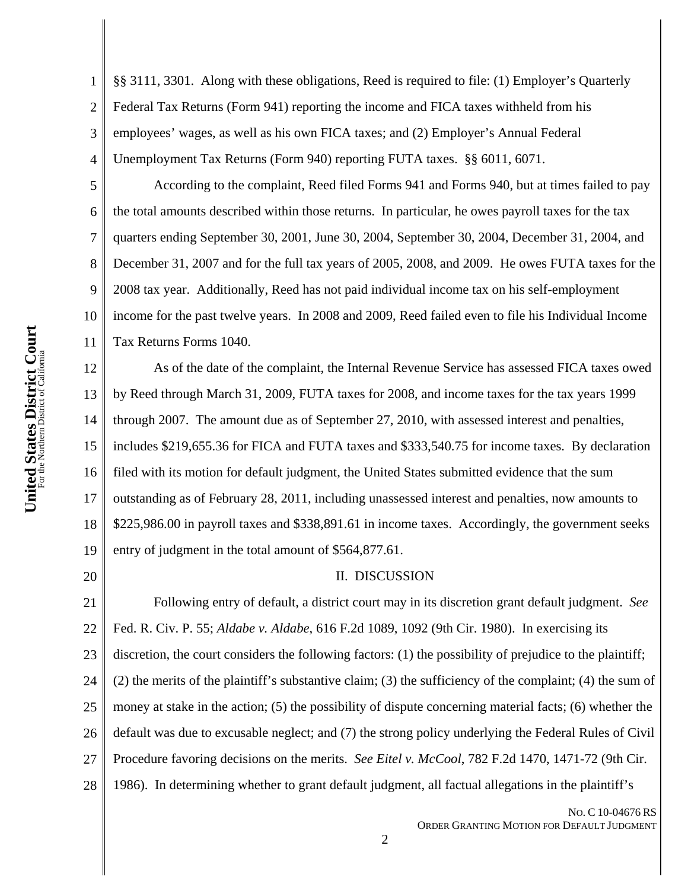§§ 3111, 3301. Along with these obligations, Reed is required to file: (1) Employer's Quarterly Federal Tax Returns (Form 941) reporting the income and FICA taxes withheld from his employees' wages, as well as his own FICA taxes; and (2) Employer's Annual Federal Unemployment Tax Returns (Form 940) reporting FUTA taxes. §§ 6011, 6071.

According to the complaint, Reed filed Forms 941 and Forms 940, but at times failed to pay the total amounts described within those returns. In particular, he owes payroll taxes for the tax quarters ending September 30, 2001, June 30, 2004, September 30, 2004, December 31, 2004, and December 31, 2007 and for the full tax years of 2005, 2008, and 2009. He owes FUTA taxes for the 2008 tax year. Additionally, Reed has not paid individual income tax on his self-employment income for the past twelve years. In 2008 and 2009, Reed failed even to file his Individual Income Tax Returns Forms 1040.

As of the date of the complaint, the Internal Revenue Service has assessed FICA taxes owed by Reed through March 31, 2009, FUTA taxes for 2008, and income taxes for the tax years 1999 through 2007. The amount due as of September 27, 2010, with assessed interest and penalties, includes $219,655.36 for FICA and FUTA taxes and $333,540.75 for income taxes. By declaration filed with its motion for default judgment, the United States submitted evidence that the sum outstanding as of February 28, 2011, including unassessed interest and penalties, now amounts to $225,986.00 in payroll taxes and $338,891.61 in income taxes. Accordingly, the government seeks entry of judgment in the total amount of $564,877.61.

## II. DISCUSSION

Following entry of default, a district court may in its discretion grant default judgment. *See* Fed. R. Civ. P. 55; *Aldabe v. Aldabe*, 616 F.2d 1089, 1092 (9th Cir. 1980). In exercising its discretion, the court considers the following factors: (1) the possibility of prejudice to the plaintiff; (2) the merits of the plaintiff's substantive claim; (3) the sufficiency of the complaint; (4) the sum of money at stake in the action; (5) the possibility of dispute concerning material facts; (6) whether the default was due to excusable neglect; and (7) the strong policy underlying the Federal Rules of Civil Procedure favoring decisions on the merits. *See Eitel v. McCool*, 782 F.2d 1470, 1471-72 (9th Cir. 1986). In determining whether to grant default judgment, all factual allegations in the plaintiff's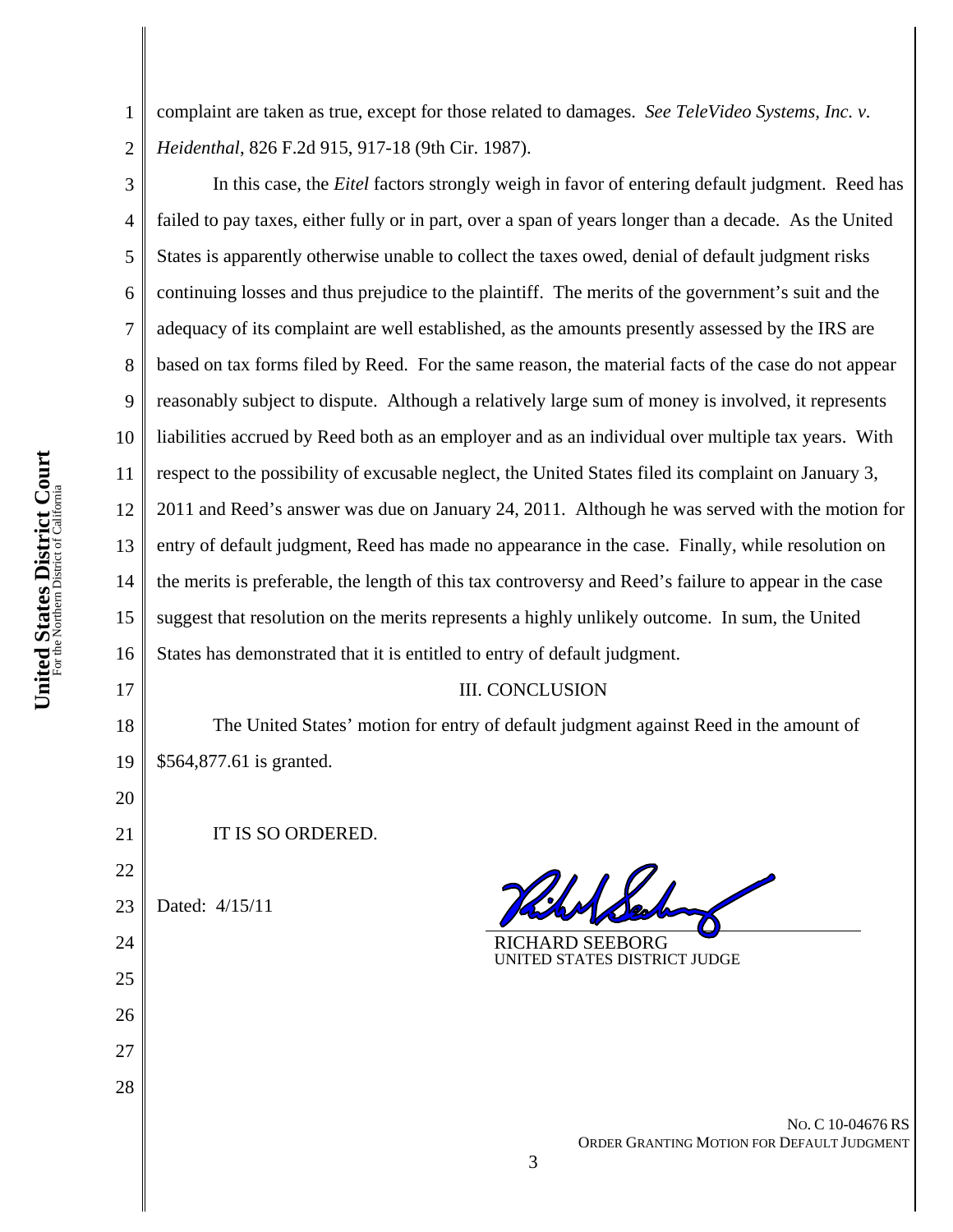complaint are taken as true, except for those related to damages. *See TeleVideo Systems, Inc. v. Heidenthal*, 826 F.2d 915, 917-18 (9th Cir. 1987).

In this case, the *Eitel* factors strongly weigh in favor of entering default judgment. Reed has failed to pay taxes, either fully or in part, over a span of years longer than a decade. As the United States is apparently otherwise unable to collect the taxes owed, denial of default judgment risks continuing losses and thus prejudice to the plaintiff. The merits of the government's suit and the adequacy of its complaint are well established, as the amounts presently assessed by the IRS are based on tax forms filed by Reed. For the same reason, the material facts of the case do not appear reasonably subject to dispute. Although a relatively large sum of money is involved, it represents liabilities accrued by Reed both as an employer and as an individual over multiple tax years. With respect to the possibility of excusable neglect, the United States filed its complaint on January 3, 2011 and Reed's answer was due on January 24, 2011. Although he was served with the motion for entry of default judgment, Reed has made no appearance in the case. Finally, while resolution on the merits is preferable, the length of this tax controversy and Reed's failure to appear in the case suggest that resolution on the merits represents a highly unlikely outcome. In sum, the United States has demonstrated that it is entitled to entry of default judgment.

## III. CONCLUSION

The United States' motion for entry of default judgment against Reed in the amount of $564,877.61 is granted.

IT IS SO ORDERED.

Dated: 4/15/11

RICHARD SEEBORG
UNITED STATES DISTRICT JUDGE

NO. C 10-04676 RS
ORDER GRANTING MOTION FOR DEFAULT JUDGMENT